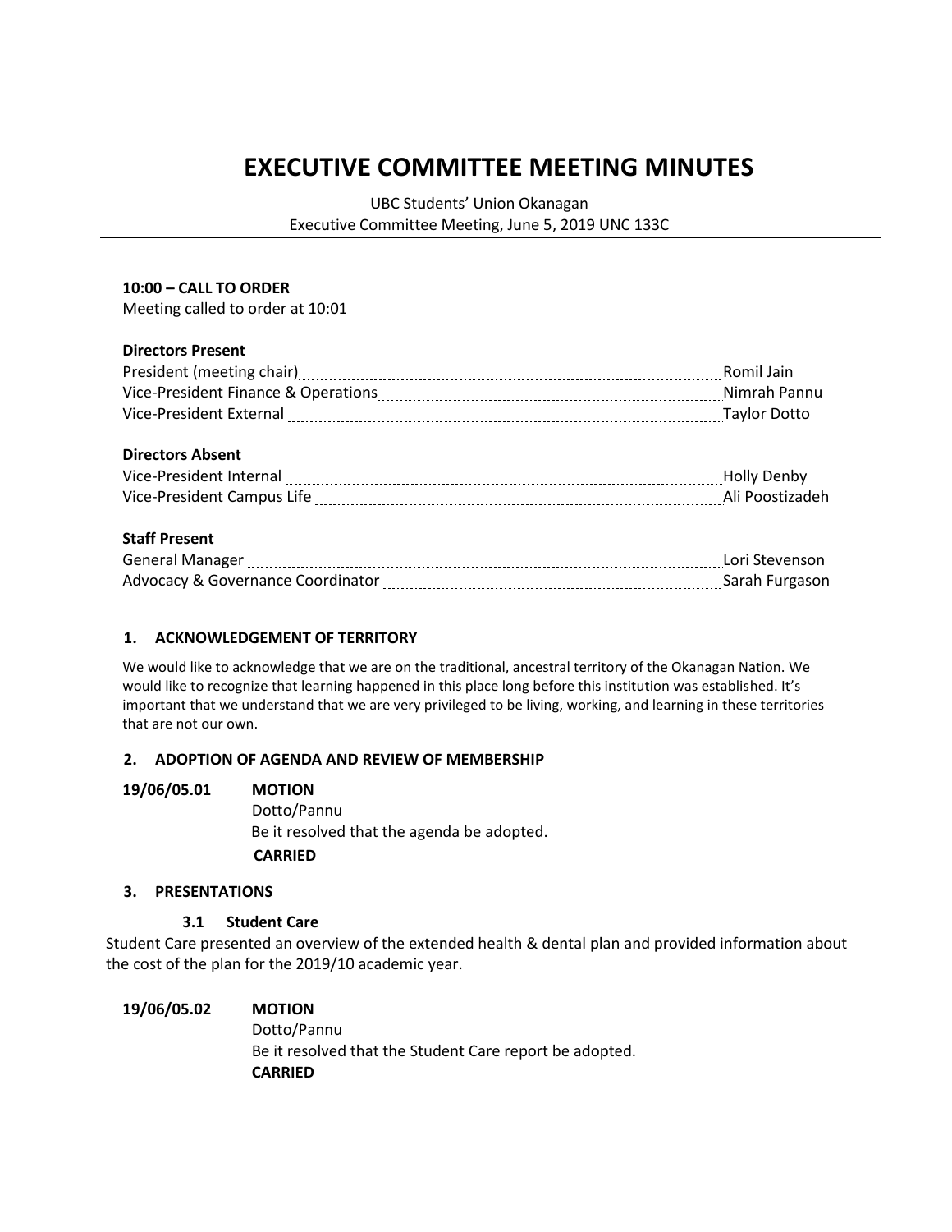# EXECUTIVE COMMITTEE MEETING MINUTES

UBC Students' Union Okanagan
Executive Committee Meeting, June 5, 2019 UNC 133C

**10:00 – CALL TO ORDER**
Meeting called to order at 10:01

**Directors Present**

| | |
|---|---|
| President (meeting chair) | Romil Jain |
| Vice-President Finance & Operations | Nimrah Pannu |
| Vice-President External | Taylor Dotto |

**Directors Absent**

| | |
|---|---|
| Vice-President Internal | Holly Denby |
| Vice-President Campus Life | Ali Poostizadeh |

**Staff Present**

| | |
|---|---|
| General Manager | Lori Stevenson |
| Advocacy & Governance Coordinator | Sarah Furgason |

## 1. ACKNOWLEDGEMENT OF TERRITORY

We would like to acknowledge that we are on the traditional, ancestral territory of the Okanagan Nation. We would like to recognize that learning happened in this place long before this institution was established. It's important that we understand that we are very privileged to be living, working, and learning in these territories that are not our own.

## 2. ADOPTION OF AGENDA AND REVIEW OF MEMBERSHIP

**19/06/05.01 MOTION**
Dotto/Pannu
Be it resolved that the agenda be adopted.
**CARRIED**

## 3. PRESENTATIONS

### 3.1 Student Care

Student Care presented an overview of the extended health & dental plan and provided information about the cost of the plan for the 2019/10 academic year.

**19/06/05.02 MOTION**
Dotto/Pannu
Be it resolved that the Student Care report be adopted.
**CARRIED**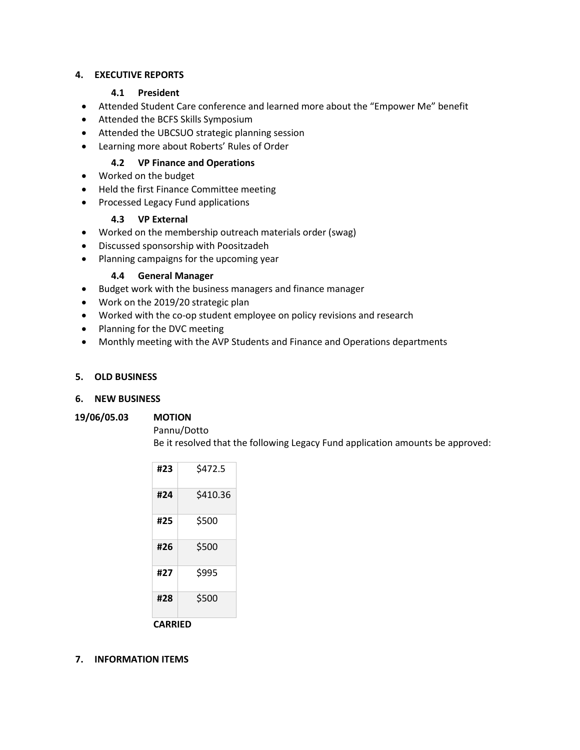## 4. EXECUTIVE REPORTS

### 4.1 President

- Attended Student Care conference and learned more about the "Empower Me" benefit
- Attended the BCFS Skills Symposium
- Attended the UBCSUO strategic planning session
- Learning more about Roberts' Rules of Order

### 4.2 VP Finance and Operations

- Worked on the budget
- Held the first Finance Committee meeting
- Processed Legacy Fund applications

### 4.3 VP External

- Worked on the membership outreach materials order (swag)
- Discussed sponsorship with Poositzadeh
- Planning campaigns for the upcoming year

### 4.4 General Manager

- Budget work with the business managers and finance manager
- Work on the 2019/20 strategic plan
- Worked with the co-op student employee on policy revisions and research
- Planning for the DVC meeting
- Monthly meeting with the AVP Students and Finance and Operations departments

## 5. OLD BUSINESS

## 6. NEW BUSINESS

**19/06/05.03** **MOTION**

Pannu/Dotto

Be it resolved that the following Legacy Fund application amounts be approved:

| | |
|---|---|
| **#23** | $472.5 |
| **#24** | $410.36 |
| **#25** | $500 |
| **#26** | $500 |
| **#27** | $995 |
| **#28** | $500 |

**CARRIED**

## 7. INFORMATION ITEMS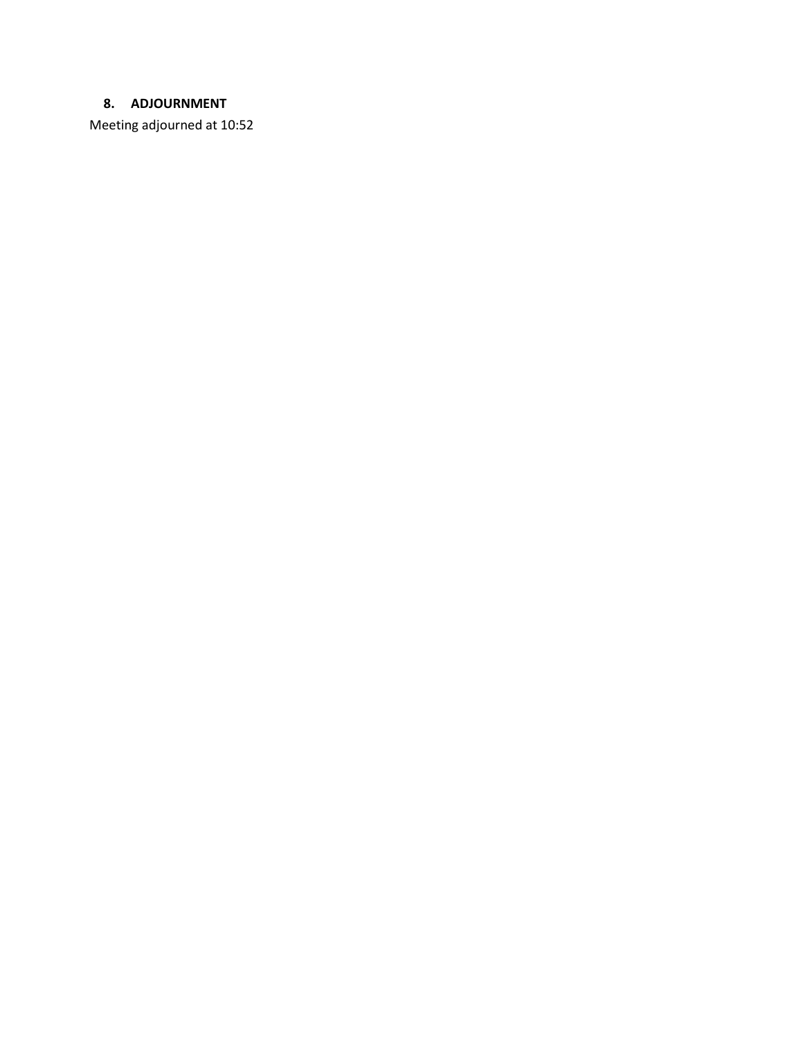## 8. ADJOURNMENT

Meeting adjourned at 10:52